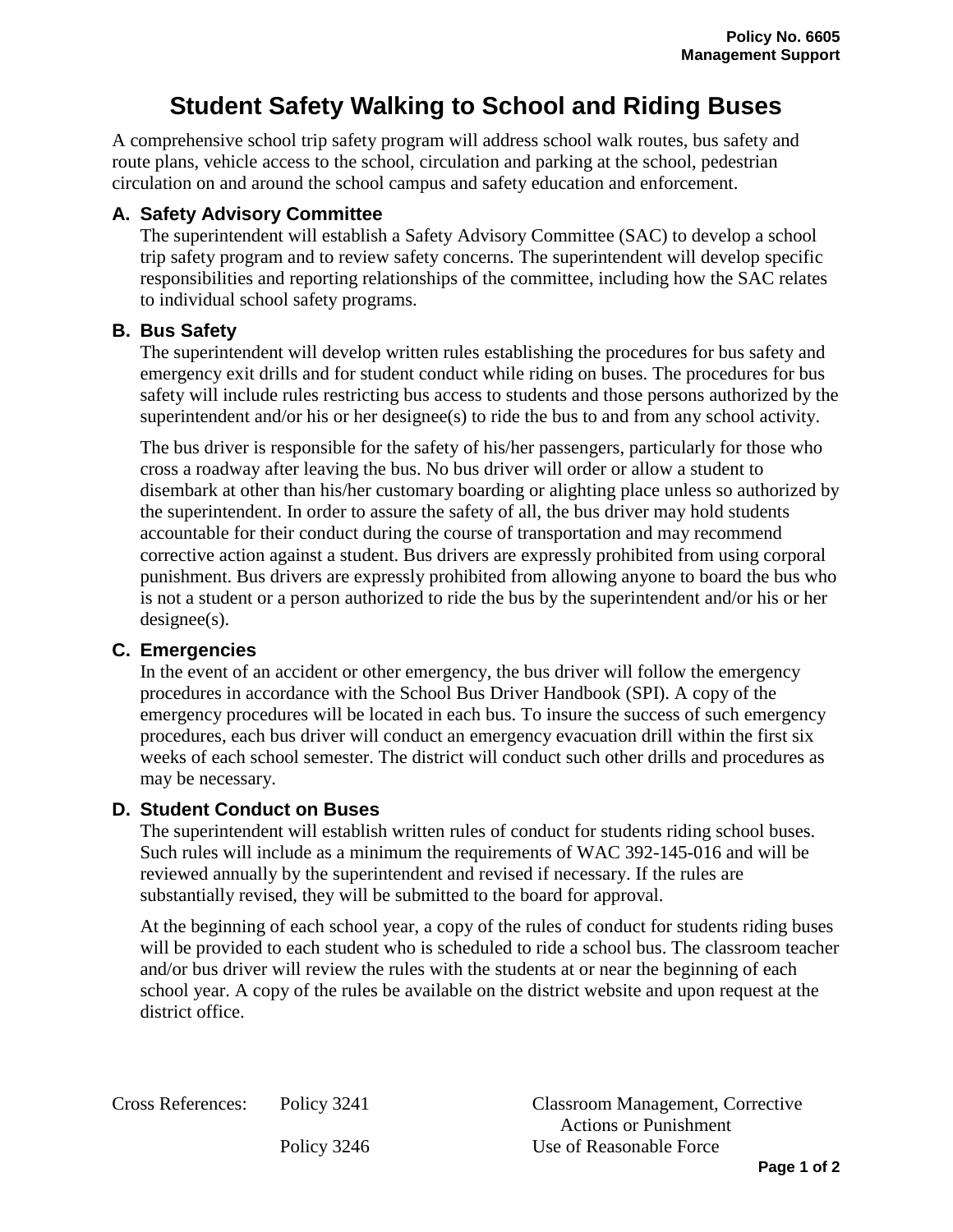**Policy No. 6605**
**Management Support**

# Student Safety Walking to School and Riding Buses

A comprehensive school trip safety program will address school walk routes, bus safety and route plans, vehicle access to the school, circulation and parking at the school, pedestrian circulation on and around the school campus and safety education and enforcement.

## A. Safety Advisory Committee

The superintendent will establish a Safety Advisory Committee (SAC) to develop a school trip safety program and to review safety concerns. The superintendent will develop specific responsibilities and reporting relationships of the committee, including how the SAC relates to individual school safety programs.

## B. Bus Safety

The superintendent will develop written rules establishing the procedures for bus safety and emergency exit drills and for student conduct while riding on buses. The procedures for bus safety will include rules restricting bus access to students and those persons authorized by the superintendent and/or his or her designee(s) to ride the bus to and from any school activity.

The bus driver is responsible for the safety of his/her passengers, particularly for those who cross a roadway after leaving the bus. No bus driver will order or allow a student to disembark at other than his/her customary boarding or alighting place unless so authorized by the superintendent. In order to assure the safety of all, the bus driver may hold students accountable for their conduct during the course of transportation and may recommend corrective action against a student. Bus drivers are expressly prohibited from using corporal punishment. Bus drivers are expressly prohibited from allowing anyone to board the bus who is not a student or a person authorized to ride the bus by the superintendent and/or his or her designee(s).

## C. Emergencies

In the event of an accident or other emergency, the bus driver will follow the emergency procedures in accordance with the School Bus Driver Handbook (SPI). A copy of the emergency procedures will be located in each bus. To insure the success of such emergency procedures, each bus driver will conduct an emergency evacuation drill within the first six weeks of each school semester. The district will conduct such other drills and procedures as may be necessary.

## D. Student Conduct on Buses

The superintendent will establish written rules of conduct for students riding school buses. Such rules will include as a minimum the requirements of WAC 392-145-016 and will be reviewed annually by the superintendent and revised if necessary. If the rules are substantially revised, they will be submitted to the board for approval.

At the beginning of each school year, a copy of the rules of conduct for students riding buses will be provided to each student who is scheduled to ride a school bus. The classroom teacher and/or bus driver will review the rules with the students at or near the beginning of each school year. A copy of the rules be available on the district website and upon request at the district office.

| Cross References: | Policy 3241 | Classroom Management, Corrective Actions or Punishment |
|---|---|---|
| | Policy 3246 | Use of Reasonable Force |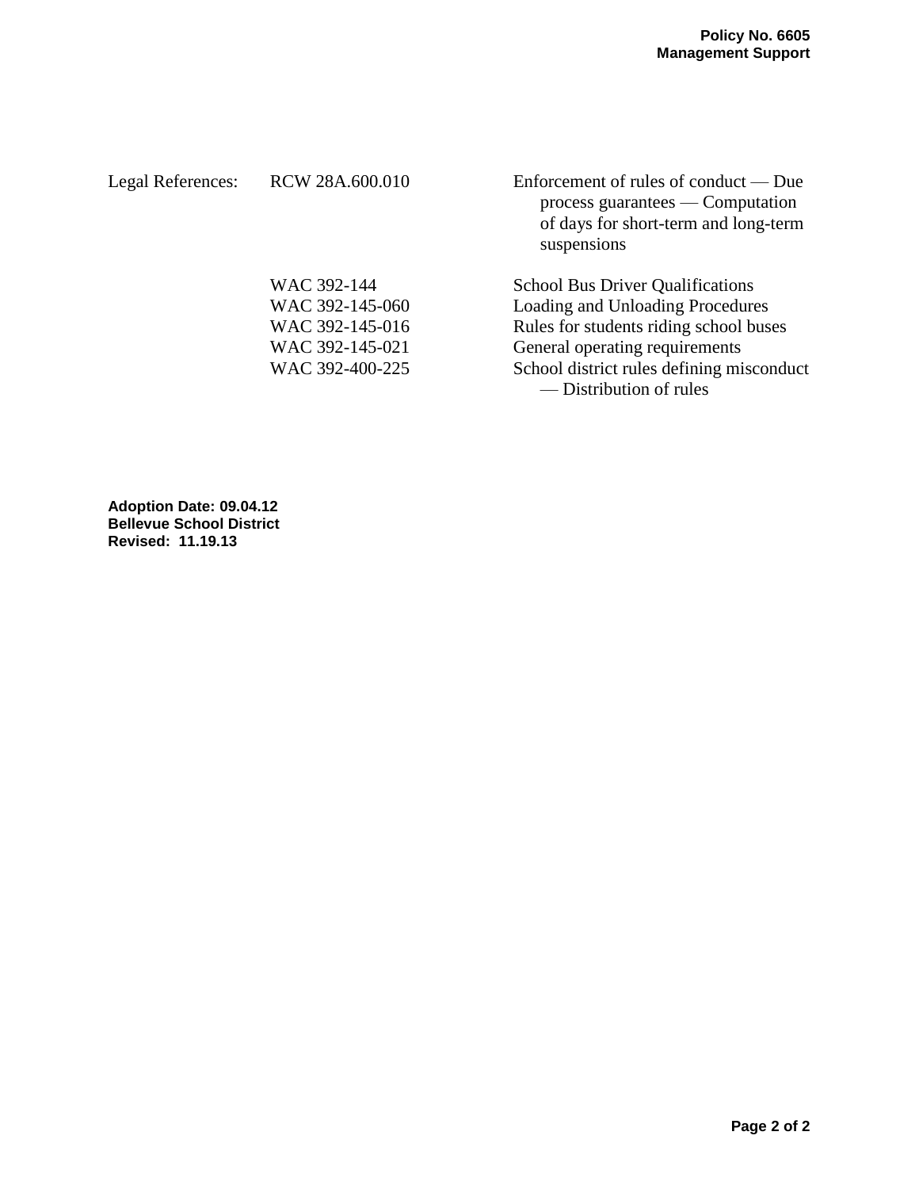| | | |
|---|---|---|
| Legal References: | RCW 28A.600.010 | Enforcement of rules of conduct — Due process guarantees — Computation of days for short-term and long-term suspensions |
| | WAC 392-144 | School Bus Driver Qualifications |
| | WAC 392-145-060 | Loading and Unloading Procedures |
| | WAC 392-145-016 | Rules for students riding school buses |
| | WAC 392-145-021 | General operating requirements |
| | WAC 392-400-225 | School district rules defining misconduct — Distribution of rules |

**Adoption Date: 09.04.12**
**Bellevue School District**
**Revised: 11.19.13**